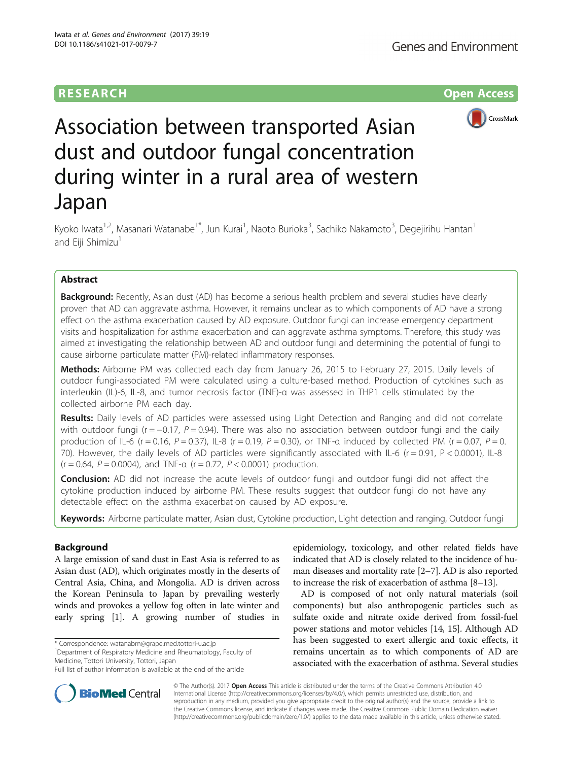RESEARCH Open Access

# Association between transported Asian dust and outdoor fungal concentration during winter in a rural area of western Japan

Kyoko Iwata[1,2], Masanari Watanabe[1*], Jun Kurai[1], Naoto Burioka[3], Sachiko Nakamoto[3], Degejirihu Hantan[1] and Eiji Shimizu[1]

## Abstract

**Background:** Recently, Asian dust (AD) has become a serious health problem and several studies have clearly proven that AD can aggravate asthma. However, it remains unclear as to which components of AD have a strong effect on the asthma exacerbation caused by AD exposure. Outdoor fungi can increase emergency department visits and hospitalization for asthma exacerbation and can aggravate asthma symptoms. Therefore, this study was aimed at investigating the relationship between AD and outdoor fungi and determining the potential of fungi to cause airborne particulate matter (PM)-related inflammatory responses.

**Methods:** Airborne PM was collected each day from January 26, 2015 to February 27, 2015. Daily levels of outdoor fungi-associated PM were calculated using a culture-based method. Production of cytokines such as interleukin (IL)-6, IL-8, and tumor necrosis factor (TNF)-α was assessed in THP1 cells stimulated by the collected airborne PM each day.

**Results:** Daily levels of AD particles were assessed using Light Detection and Ranging and did not correlate with outdoor fungi ($r = -0.17$, $P = 0.94$). There was also no association between outdoor fungi and the daily production of IL-6 ($r = 0.16$, $P = 0.37$), IL-8 ($r = 0.19$, $P = 0.30$), or TNF-α induced by collected PM ($r = 0.07$, $P = 0.70$). However, the daily levels of AD particles were significantly associated with IL-6 ($r = 0.91$, $P < 0.0001$), IL-8 ($r = 0.64$, $P = 0.0004$), and TNF-α ($r = 0.72$, $P < 0.0001$) production.

**Conclusion:** AD did not increase the acute levels of outdoor fungi and outdoor fungi did not affect the cytokine production induced by airborne PM. These results suggest that outdoor fungi do not have any detectable effect on the asthma exacerbation caused by AD exposure.

**Keywords:** Airborne particulate matter, Asian dust, Cytokine production, Light detection and ranging, Outdoor fungi

## Background

A large emission of sand dust in East Asia is referred to as Asian dust (AD), which originates mostly in the deserts of Central Asia, China, and Mongolia. AD is driven across the Korean Peninsula to Japan by prevailing westerly winds and provokes a yellow fog often in late winter and early spring [1]. A growing number of studies in epidemiology, toxicology, and other related fields have indicated that AD is closely related to the incidence of human diseases and mortality rate [2–7]. AD is also reported to increase the risk of exacerbation of asthma [8–13].

AD is composed of not only natural materials (soil components) but also anthropogenic particles such as sulfate oxide and nitrate oxide derived from fossil-fuel power stations and motor vehicles [14, 15]. Although AD has been suggested to exert allergic and toxic effects, it remains uncertain as to which components of AD are associated with the exacerbation of asthma. Several studies

\* Correspondence: watanabm@grape.med.tottori-u.ac.jp
[1]Department of Respiratory Medicine and Rheumatology, Faculty of Medicine, Tottori University, Tottori, Japan
Full list of author information is available at the end of the article

© The Author(s). 2017 **Open Access** This article is distributed under the terms of the Creative Commons Attribution 4.0 International License (http://creativecommons.org/licenses/by/4.0/), which permits unrestricted use, distribution, and reproduction in any medium, provided you give appropriate credit to the original author(s) and the source, provide a link to the Creative Commons license, and indicate if changes were made. The Creative Commons Public Domain Dedication waiver (http://creativecommons.org/publicdomain/zero/1.0/) applies to the data made available in this article, unless otherwise stated.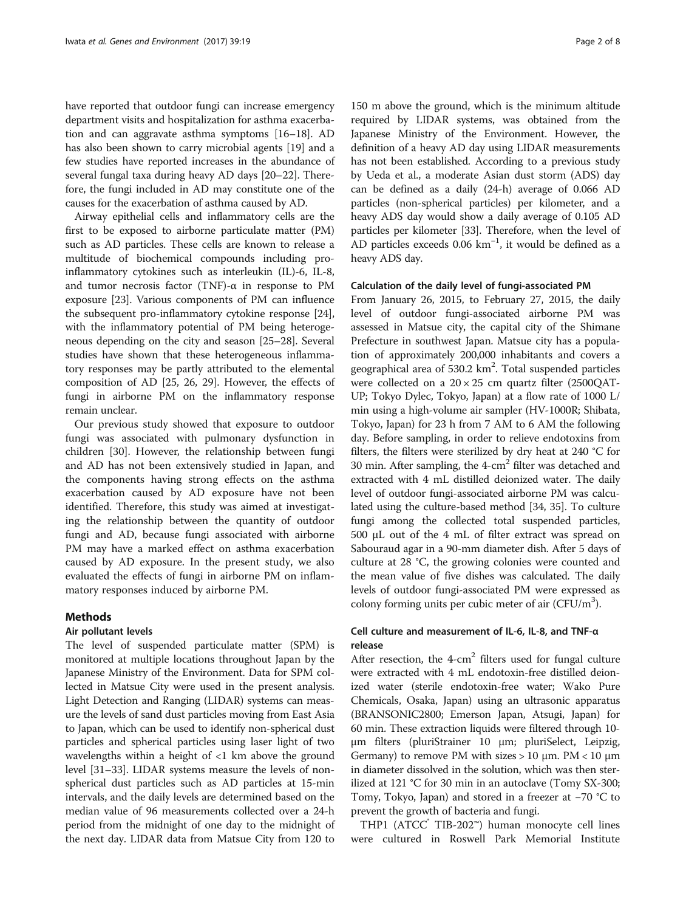have reported that outdoor fungi can increase emergency department visits and hospitalization for asthma exacerbation and can aggravate asthma symptoms [16–18]. AD has also been shown to carry microbial agents [19] and a few studies have reported increases in the abundance of several fungal taxa during heavy AD days [20–22]. Therefore, the fungi included in AD may constitute one of the causes for the exacerbation of asthma caused by AD.

Airway epithelial cells and inflammatory cells are the first to be exposed to airborne particulate matter (PM) such as AD particles. These cells are known to release a multitude of biochemical compounds including pro-inflammatory cytokines such as interleukin (IL)-6, IL-8, and tumor necrosis factor (TNF)-α in response to PM exposure [23]. Various components of PM can influence the subsequent pro-inflammatory cytokine response [24], with the inflammatory potential of PM being heterogeneous depending on the city and season [25–28]. Several studies have shown that these heterogeneous inflammatory responses may be partly attributed to the elemental composition of AD [25, 26, 29]. However, the effects of fungi in airborne PM on the inflammatory response remain unclear.

Our previous study showed that exposure to outdoor fungi was associated with pulmonary dysfunction in children [30]. However, the relationship between fungi and AD has not been extensively studied in Japan, and the components having strong effects on the asthma exacerbation caused by AD exposure have not been identified. Therefore, this study was aimed at investigating the relationship between the quantity of outdoor fungi and AD, because fungi associated with airborne PM may have a marked effect on asthma exacerbation caused by AD exposure. In the present study, we also evaluated the effects of fungi in airborne PM on inflammatory responses induced by airborne PM.

## Methods

### Air pollutant levels

The level of suspended particulate matter (SPM) is monitored at multiple locations throughout Japan by the Japanese Ministry of the Environment. Data for SPM collected in Matsue City were used in the present analysis. Light Detection and Ranging (LIDAR) systems can measure the levels of sand dust particles moving from East Asia to Japan, which can be used to identify non-spherical dust particles and spherical particles using laser light of two wavelengths within a height of <1 km above the ground level [31–33]. LIDAR systems measure the levels of non-spherical dust particles such as AD particles at 15-min intervals, and the daily levels are determined based on the median value of 96 measurements collected over a 24-h period from the midnight of one day to the midnight of the next day. LIDAR data from Matsue City from 120 to 150 m above the ground, which is the minimum altitude required by LIDAR systems, was obtained from the Japanese Ministry of the Environment. However, the definition of a heavy AD day using LIDAR measurements has not been established. According to a previous study by Ueda et al., a moderate Asian dust storm (ADS) day can be defined as a daily (24-h) average of 0.066 AD particles (non-spherical particles) per kilometer, and a heavy ADS day would show a daily average of 0.105 AD particles per kilometer [33]. Therefore, when the level of AD particles exceeds 0.06 $km^{-1}$, it would be defined as a heavy ADS day.

### Calculation of the daily level of fungi-associated PM

From January 26, 2015, to February 27, 2015, the daily level of outdoor fungi-associated airborne PM was assessed in Matsue city, the capital city of the Shimane Prefecture in southwest Japan. Matsue city has a population of approximately 200,000 inhabitants and covers a geographical area of 530.2 $km^2$. Total suspended particles were collected on a 20 × 25 cm quartz filter (2500QAT-UP; Tokyo Dylec, Tokyo, Japan) at a flow rate of 1000 L/min using a high-volume air sampler (HV-1000R; Shibata, Tokyo, Japan) for 23 h from 7 AM to 6 AM the following day. Before sampling, in order to relieve endotoxins from filters, the filters were sterilized by dry heat at 240 °C for 30 min. After sampling, the 4-$cm^2$ filter was detached and extracted with 4 mL distilled deionized water. The daily level of outdoor fungi-associated airborne PM was calculated using the culture-based method [34, 35]. To culture fungi among the collected total suspended particles, 500 μL out of the 4 mL of filter extract was spread on Sabouraud agar in a 90-mm diameter dish. After 5 days of culture at 28 °C, the growing colonies were counted and the mean value of five dishes was calculated. The daily levels of outdoor fungi-associated PM were expressed as colony forming units per cubic meter of air (CFU/$m^3$).

### Cell culture and measurement of IL-6, IL-8, and TNF-α release

After resection, the 4-$cm^2$ filters used for fungal culture were extracted with 4 mL endotoxin-free distilled deionized water (sterile endotoxin-free water; Wako Pure Chemicals, Osaka, Japan) using an ultrasonic apparatus (BRANSONIC2800; Emerson Japan, Atsugi, Japan) for 60 min. These extraction liquids were filtered through 10-μm filters (pluriStrainer 10 μm; pluriSelect, Leipzig, Germany) to remove PM with sizes > 10 μm. PM < 10 μm in diameter dissolved in the solution, which was then sterilized at 121 °C for 30 min in an autoclave (Tomy SX-300; Tomy, Tokyo, Japan) and stored in a freezer at −70 °C to prevent the growth of bacteria and fungi.

THP1 (ATCC® TIB-202™) human monocyte cell lines were cultured in Roswell Park Memorial Institute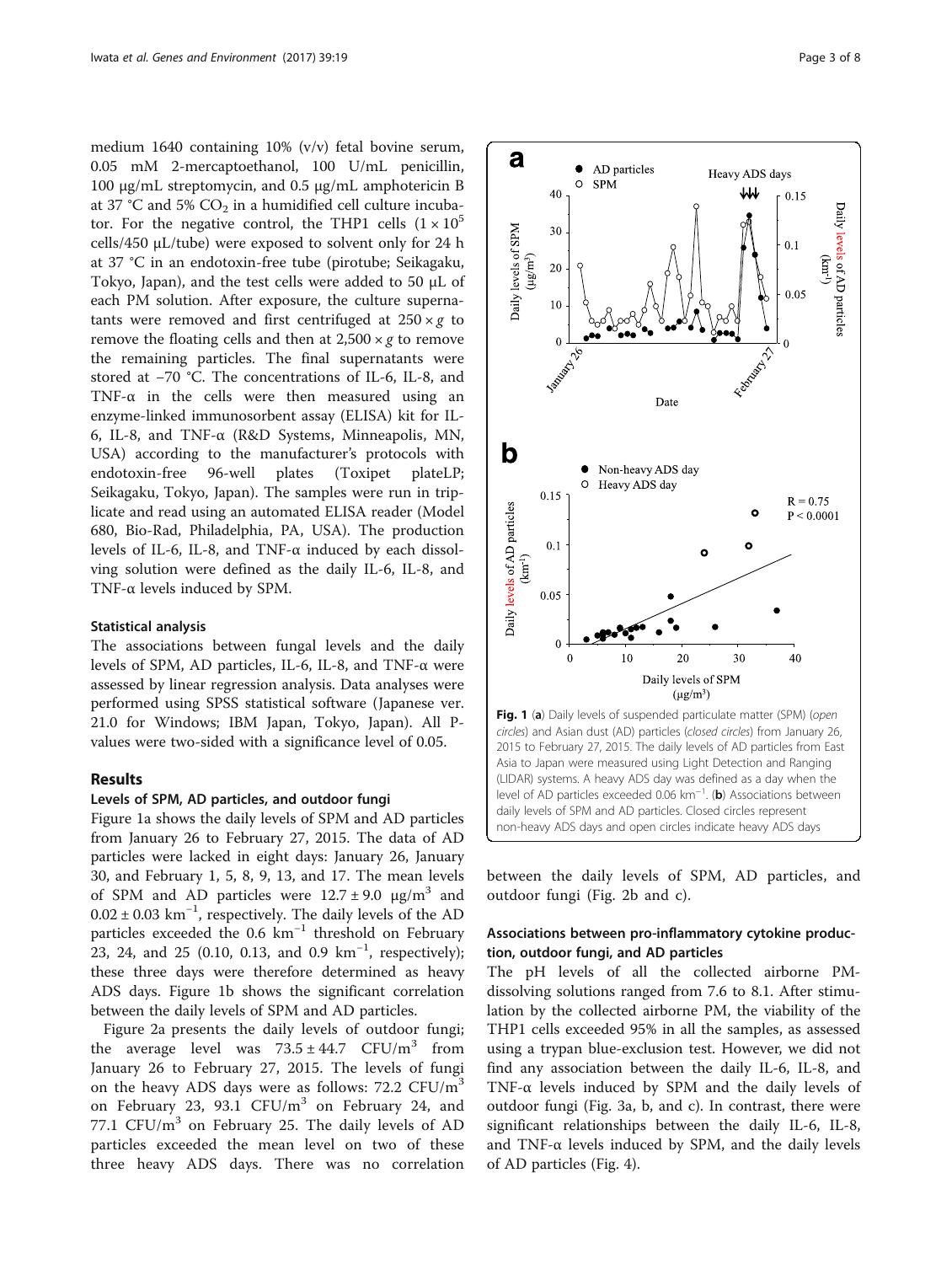medium 1640 containing 10% (v/v) fetal bovine serum, 0.05 mM 2-mercaptoethanol, 100 U/mL penicillin, 100 μg/mL streptomycin, and 0.5 μg/mL amphotericin B at 37 °C and 5% $CO_2$ in a humidified cell culture incubator. For the negative control, the THP1 cells ($1 \times 10^5$ cells/450 μL/tube) were exposed to solvent only for 24 h at 37 °C in an endotoxin-free tube (pirotube; Seikagaku, Tokyo, Japan), and the test cells were added to 50 μL of each PM solution. After exposure, the culture supernatants were removed and first centrifuged at $250 \times g$ to remove the floating cells and then at $2,500 \times g$ to remove the remaining particles. The final supernatants were stored at −70 °C. The concentrations of IL-6, IL-8, and TNF-α in the cells were then measured using an enzyme-linked immunosorbent assay (ELISA) kit for IL-6, IL-8, and TNF-α (R&D Systems, Minneapolis, MN, USA) according to the manufacturer's protocols with endotoxin-free 96-well plates (Toxipet plateLP; Seikagaku, Tokyo, Japan). The samples were run in triplicate and read using an automated ELISA reader (Model 680, Bio-Rad, Philadelphia, PA, USA). The production levels of IL-6, IL-8, and TNF-α induced by each dissolving solution were defined as the daily IL-6, IL-8, and TNF-α levels induced by SPM.

### Statistical analysis

The associations between fungal levels and the daily levels of SPM, AD particles, IL-6, IL-8, and TNF-α were assessed by linear regression analysis. Data analyses were performed using SPSS statistical software (Japanese ver. 21.0 for Windows; IBM Japan, Tokyo, Japan). All P-values were two-sided with a significance level of 0.05.

## Results

### Levels of SPM, AD particles, and outdoor fungi

Figure 1a shows the daily levels of SPM and AD particles from January 26 to February 27, 2015. The data of AD particles were lacked in eight days: January 26, January 30, and February 1, 5, 8, 9, 13, and 17. The mean levels of SPM and AD particles were $12.7 \pm 9.0$ μg/m$^3$ and $0.02 \pm 0.03$ km$^{-1}$, respectively. The daily levels of the AD particles exceeded the 0.6 km$^{-1}$ threshold on February 23, 24, and 25 (0.10, 0.13, and 0.9 km$^{-1}$, respectively); these three days were therefore determined as heavy ADS days. Figure 1b shows the significant correlation between the daily levels of SPM and AD particles.

Figure 2a presents the daily levels of outdoor fungi; the average level was $73.5 \pm 44.7$ CFU/m$^3$ from January 26 to February 27, 2015. The levels of fungi on the heavy ADS days were as follows: 72.2 CFU/m$^3$ on February 23, 93.1 CFU/m$^3$ on February 24, and 77.1 CFU/m$^3$ on February 25. The daily levels of AD particles exceeded the mean level on two of these three heavy ADS days. There was no correlation between the daily levels of SPM, AD particles, and outdoor fungi (Fig. 2b and c).

**Fig. 1** (**a**) Daily levels of suspended particulate matter (SPM) (*open circles*) and Asian dust (AD) particles (*closed circles*) from January 26, 2015 to February 27, 2015. The daily levels of AD particles from East Asia to Japan were measured using Light Detection and Ranging (LIDAR) systems. A heavy ADS day was defined as a day when the level of AD particles exceeded 0.06 km$^{-1}$. (**b**) Associations between daily levels of SPM and AD particles. Closed circles represent non-heavy ADS days and open circles indicate heavy ADS days

### Associations between pro-inflammatory cytokine production, outdoor fungi, and AD particles

The pH levels of all the collected airborne PM-dissolving solutions ranged from 7.6 to 8.1. After stimulation by the collected airborne PM, the viability of the THP1 cells exceeded 95% in all the samples, as assessed using a trypan blue-exclusion test. However, we did not find any association between the daily IL-6, IL-8, and TNF-α levels induced by SPM and the daily levels of outdoor fungi (Fig. 3a, b, and c). In contrast, there were significant relationships between the daily IL-6, IL-8, and TNF-α levels induced by SPM, and the daily levels of AD particles (Fig. 4).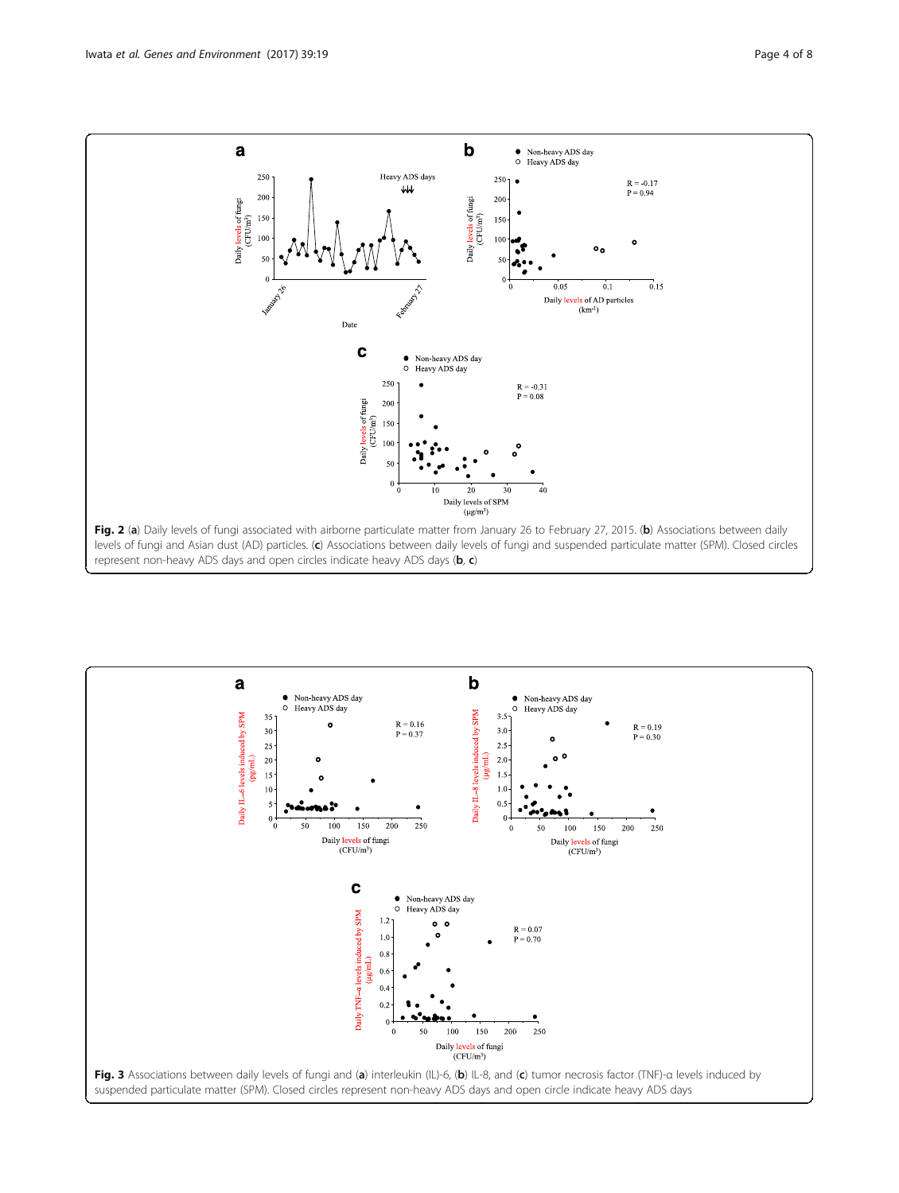**Fig. 2** (**a**) Daily levels of fungi associated with airborne particulate matter from January 26 to February 27, 2015. (**b**) Associations between daily levels of fungi and Asian dust (AD) particles. (**c**) Associations between daily levels of fungi and suspended particulate matter (SPM). Closed circles represent non-heavy ADS days and open circles indicate heavy ADS days (**b**, **c**)

**Fig. 3** Associations between daily levels of fungi and (**a**) interleukin (IL)-6, (**b**) IL-8, and (**c**) tumor necrosis factor (TNF)-α levels induced by suspended particulate matter (SPM). Closed circles represent non-heavy ADS days and open circle indicate heavy ADS days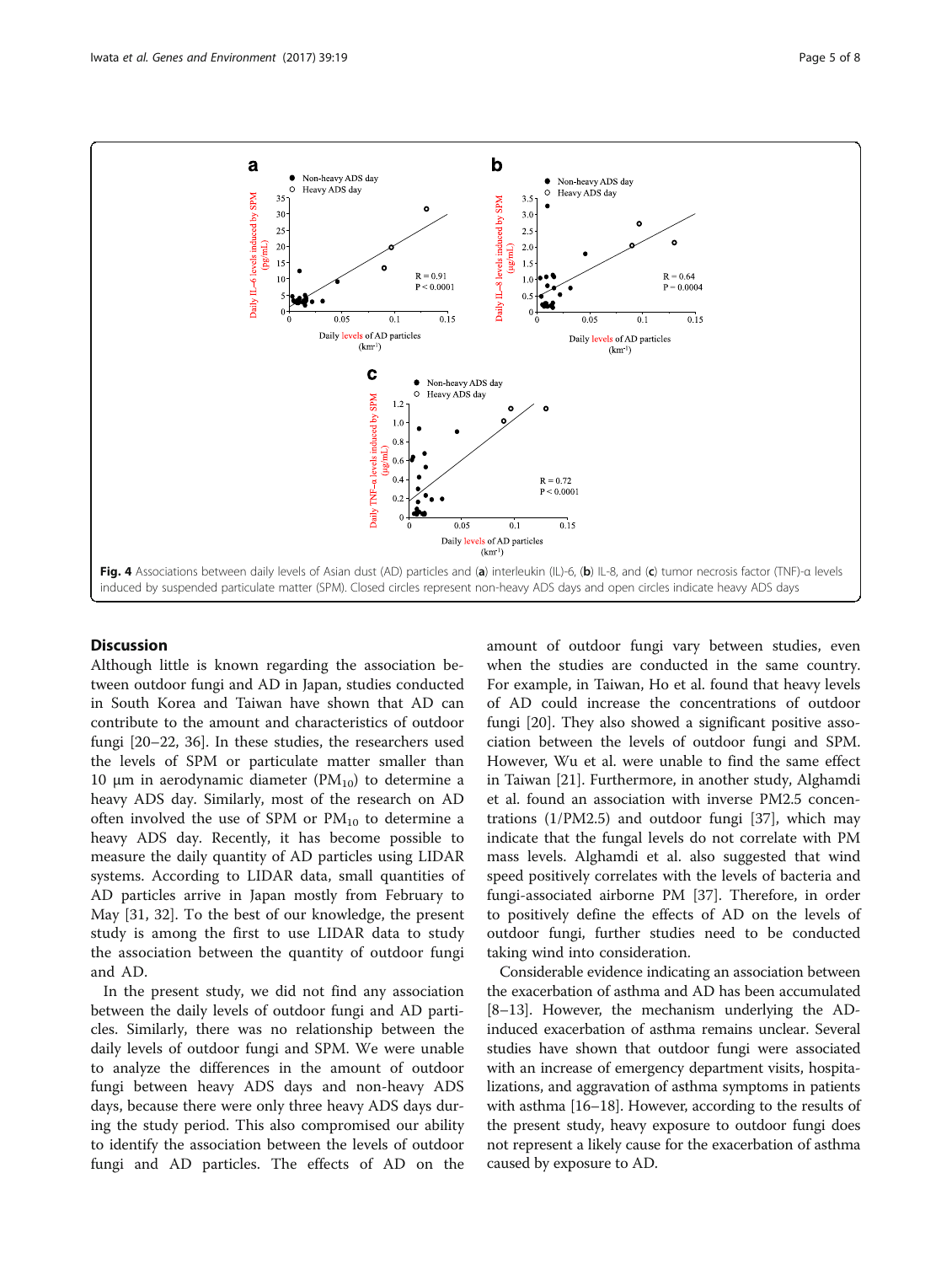**Fig. 4** Associations between daily levels of Asian dust (AD) particles and (**a**) interleukin (IL)-6, (**b**) IL-8, and (**c**) tumor necrosis factor (TNF)-α levels induced by suspended particulate matter (SPM). Closed circles represent non-heavy ADS days and open circles indicate heavy ADS days

## Discussion

Although little is known regarding the association between outdoor fungi and AD in Japan, studies conducted in South Korea and Taiwan have shown that AD can contribute to the amount and characteristics of outdoor fungi [20–22, 36]. In these studies, the researchers used the levels of SPM or particulate matter smaller than 10 μm in aerodynamic diameter ($PM_{10}$) to determine a heavy ADS day. Similarly, most of the research on AD often involved the use of SPM or $PM_{10}$ to determine a heavy ADS day. Recently, it has become possible to measure the daily quantity of AD particles using LIDAR systems. According to LIDAR data, small quantities of AD particles arrive in Japan mostly from February to May [31, 32]. To the best of our knowledge, the present study is among the first to use LIDAR data to study the association between the quantity of outdoor fungi and AD.

In the present study, we did not find any association between the daily levels of outdoor fungi and AD particles. Similarly, there was no relationship between the daily levels of outdoor fungi and SPM. We were unable to analyze the differences in the amount of outdoor fungi between heavy ADS days and non-heavy ADS days, because there were only three heavy ADS days during the study period. This also compromised our ability to identify the association between the levels of outdoor fungi and AD particles. The effects of AD on the amount of outdoor fungi vary between studies, even when the studies are conducted in the same country. For example, in Taiwan, Ho et al. found that heavy levels of AD could increase the concentrations of outdoor fungi [20]. They also showed a significant positive association between the levels of outdoor fungi and SPM. However, Wu et al. were unable to find the same effect in Taiwan [21]. Furthermore, in another study, Alghamdi et al. found an association with inverse PM2.5 concentrations (1/PM2.5) and outdoor fungi [37], which may indicate that the fungal levels do not correlate with PM mass levels. Alghamdi et al. also suggested that wind speed positively correlates with the levels of bacteria and fungi-associated airborne PM [37]. Therefore, in order to positively define the effects of AD on the levels of outdoor fungi, further studies need to be conducted taking wind into consideration.

Considerable evidence indicating an association between the exacerbation of asthma and AD has been accumulated [8–13]. However, the mechanism underlying the AD-induced exacerbation of asthma remains unclear. Several studies have shown that outdoor fungi were associated with an increase of emergency department visits, hospitalizations, and aggravation of asthma symptoms in patients with asthma [16–18]. However, according to the results of the present study, heavy exposure to outdoor fungi does not represent a likely cause for the exacerbation of asthma caused by exposure to AD.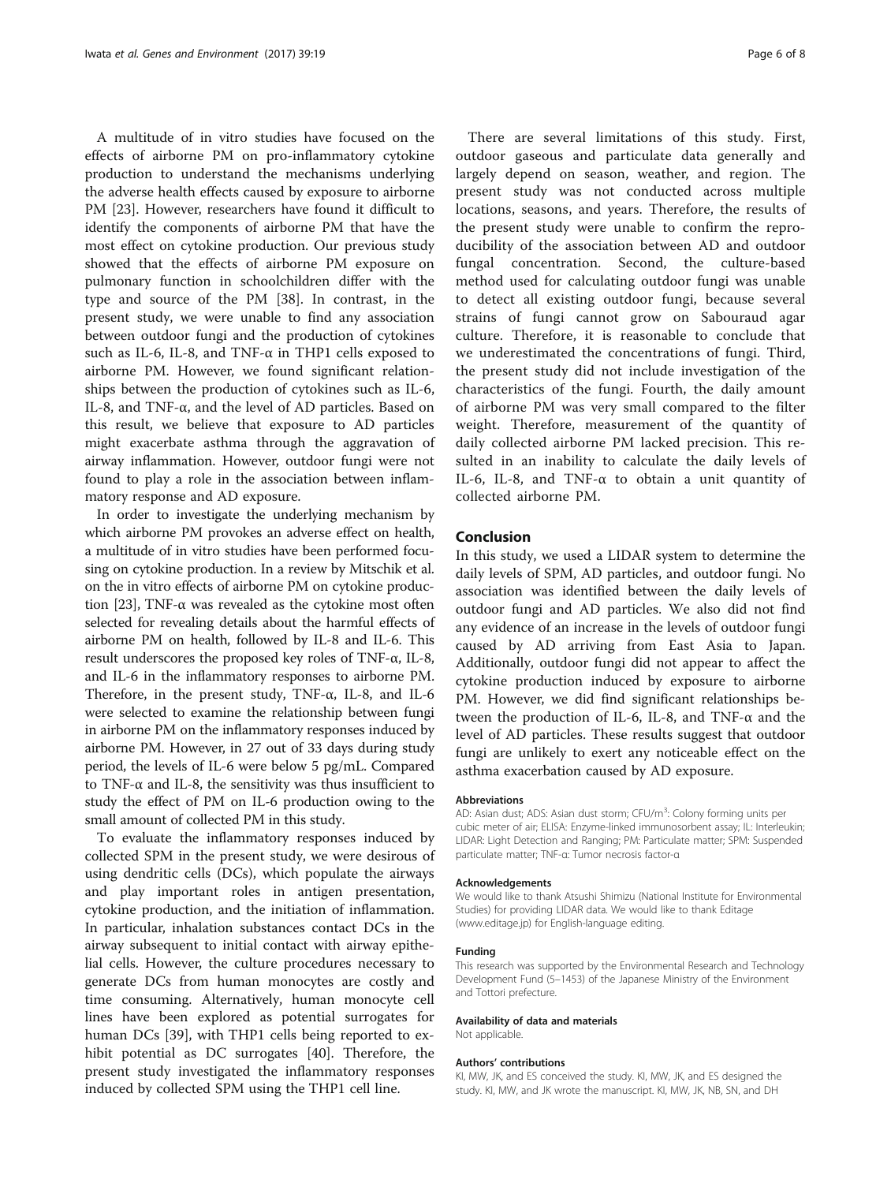A multitude of in vitro studies have focused on the effects of airborne PM on pro-inflammatory cytokine production to understand the mechanisms underlying the adverse health effects caused by exposure to airborne PM [23]. However, researchers have found it difficult to identify the components of airborne PM that have the most effect on cytokine production. Our previous study showed that the effects of airborne PM exposure on pulmonary function in schoolchildren differ with the type and source of the PM [38]. In contrast, in the present study, we were unable to find any association between outdoor fungi and the production of cytokines such as IL-6, IL-8, and TNF-α in THP1 cells exposed to airborne PM. However, we found significant relationships between the production of cytokines such as IL-6, IL-8, and TNF-α, and the level of AD particles. Based on this result, we believe that exposure to AD particles might exacerbate asthma through the aggravation of airway inflammation. However, outdoor fungi were not found to play a role in the association between inflammatory response and AD exposure.

In order to investigate the underlying mechanism by which airborne PM provokes an adverse effect on health, a multitude of in vitro studies have been performed focusing on cytokine production. In a review by Mitschik et al. on the in vitro effects of airborne PM on cytokine production [23], TNF-α was revealed as the cytokine most often selected for revealing details about the harmful effects of airborne PM on health, followed by IL-8 and IL-6. This result underscores the proposed key roles of TNF-α, IL-8, and IL-6 in the inflammatory responses to airborne PM. Therefore, in the present study, TNF-α, IL-8, and IL-6 were selected to examine the relationship between fungi in airborne PM on the inflammatory responses induced by airborne PM. However, in 27 out of 33 days during study period, the levels of IL-6 were below 5 pg/mL. Compared to TNF-α and IL-8, the sensitivity was thus insufficient to study the effect of PM on IL-6 production owing to the small amount of collected PM in this study.

To evaluate the inflammatory responses induced by collected SPM in the present study, we were desirous of using dendritic cells (DCs), which populate the airways and play important roles in antigen presentation, cytokine production, and the initiation of inflammation. In particular, inhalation substances contact DCs in the airway subsequent to initial contact with airway epithelial cells. However, the culture procedures necessary to generate DCs from human monocytes are costly and time consuming. Alternatively, human monocyte cell lines have been explored as potential surrogates for human DCs [39], with THP1 cells being reported to exhibit potential as DC surrogates [40]. Therefore, the present study investigated the inflammatory responses induced by collected SPM using the THP1 cell line.

There are several limitations of this study. First, outdoor gaseous and particulate data generally and largely depend on season, weather, and region. The present study was not conducted across multiple locations, seasons, and years. Therefore, the results of the present study were unable to confirm the reproducibility of the association between AD and outdoor fungal concentration. Second, the culture-based method used for calculating outdoor fungi was unable to detect all existing outdoor fungi, because several strains of fungi cannot grow on Sabouraud agar culture. Therefore, it is reasonable to conclude that we underestimated the concentrations of fungi. Third, the present study did not include investigation of the characteristics of the fungi. Fourth, the daily amount of airborne PM was very small compared to the filter weight. Therefore, measurement of the quantity of daily collected airborne PM lacked precision. This resulted in an inability to calculate the daily levels of IL-6, IL-8, and TNF-α to obtain a unit quantity of collected airborne PM.

## Conclusion

In this study, we used a LIDAR system to determine the daily levels of SPM, AD particles, and outdoor fungi. No association was identified between the daily levels of outdoor fungi and AD particles. We also did not find any evidence of an increase in the levels of outdoor fungi caused by AD arriving from East Asia to Japan. Additionally, outdoor fungi did not appear to affect the cytokine production induced by exposure to airborne PM. However, we did find significant relationships between the production of IL-6, IL-8, and TNF-α and the level of AD particles. These results suggest that outdoor fungi are unlikely to exert any noticeable effect on the asthma exacerbation caused by AD exposure.

#### Abbreviations

AD: Asian dust; ADS: Asian dust storm; CFU/m$^3$: Colony forming units per cubic meter of air; ELISA: Enzyme-linked immunosorbent assay; IL: Interleukin; LIDAR: Light Detection and Ranging; PM: Particulate matter; SPM: Suspended particulate matter; TNF-α: Tumor necrosis factor-α

#### Acknowledgements

We would like to thank Atsushi Shimizu (National Institute for Environmental Studies) for providing LIDAR data. We would like to thank Editage (www.editage.jp) for English-language editing.

#### Funding

This research was supported by the Environmental Research and Technology Development Fund (5–1453) of the Japanese Ministry of the Environment and Tottori prefecture.

#### Availability of data and materials

Not applicable.

#### Authors' contributions

KI, MW, JK, and ES conceived the study. KI, MW, JK, and ES designed the study. KI, MW, and JK wrote the manuscript. KI, MW, JK, NB, SN, and DH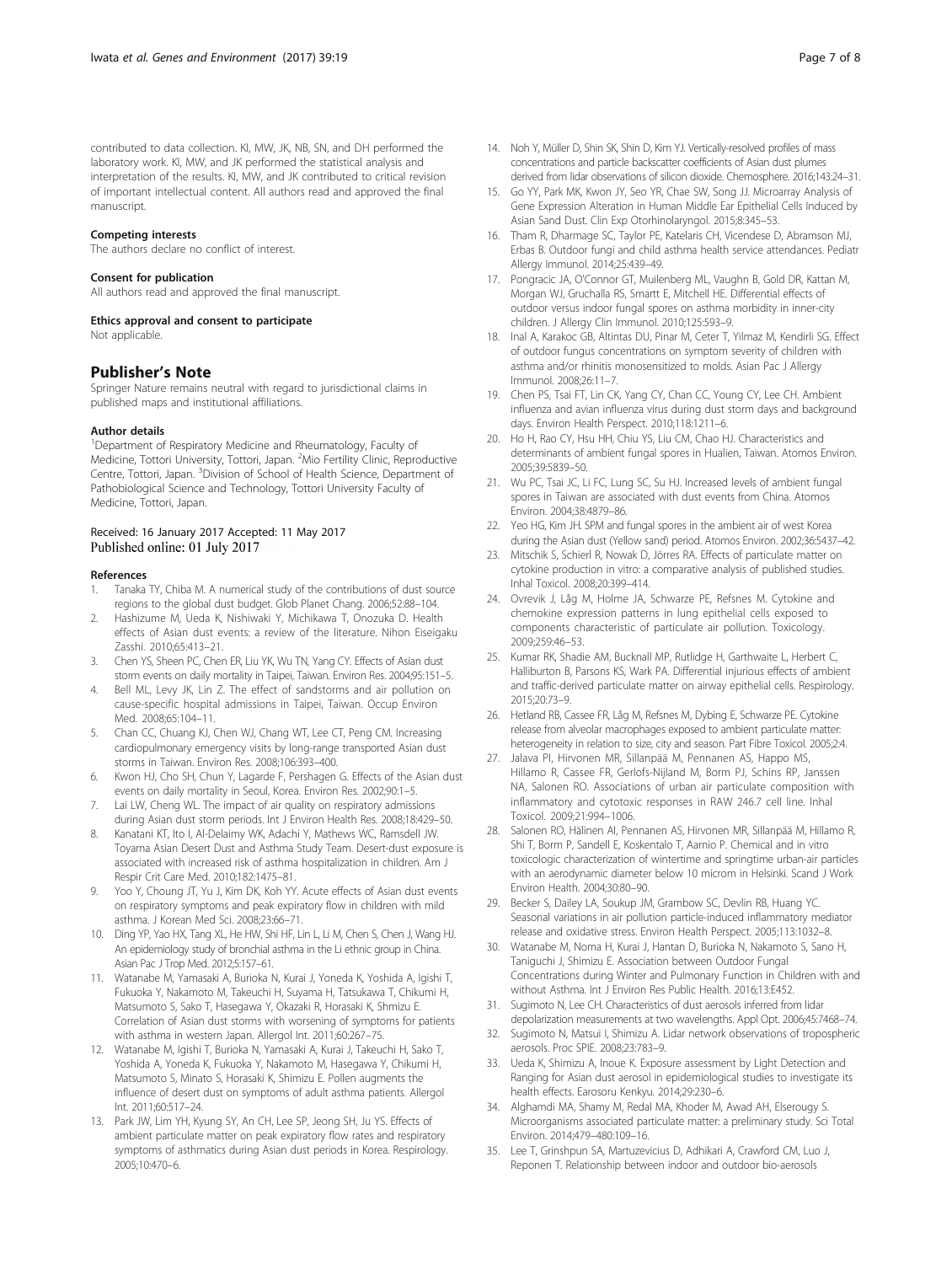contributed to data collection. KI, MW, JK, NB, SN, and DH performed the laboratory work. KI, MW, and JK performed the statistical analysis and interpretation of the results. KI, MW, and JK contributed to critical revision of important intellectual content. All authors read and approved the final manuscript.

#### Competing interests
The authors declare no conflict of interest.

#### Consent for publication
All authors read and approved the final manuscript.

#### Ethics approval and consent to participate
Not applicable.

## Publisher's Note
Springer Nature remains neutral with regard to jurisdictional claims in published maps and institutional affiliations.

#### Author details
[1]Department of Respiratory Medicine and Rheumatology, Faculty of Medicine, Tottori University, Tottori, Japan. [2]Mio Fertility Clinic, Reproductive Centre, Tottori, Japan. [3]Division of School of Health Science, Department of Pathobiological Science and Technology, Tottori University Faculty of Medicine, Tottori, Japan.

Received: 16 January 2017 Accepted: 11 May 2017
Published online: 01 July 2017

#### References
1. Tanaka TY, Chiba M. A numerical study of the contributions of dust source regions to the global dust budget. Glob Planet Chang. 2006;52:88–104.
2. Hashizume M, Ueda K, Nishiwaki Y, Michikawa T, Onozuka D. Health effects of Asian dust events: a review of the literature. Nihon Eiseigaku Zasshi. 2010;65:413–21.
3. Chen YS, Sheen PC, Chen ER, Liu YK, Wu TN, Yang CY. Effects of Asian dust storm events on daily mortality in Taipei, Taiwan. Environ Res. 2004;95:151–5.
4. Bell ML, Levy JK, Lin Z. The effect of sandstorms and air pollution on cause-specific hospital admissions in Taipei, Taiwan. Occup Environ Med. 2008;65:104–11.
5. Chan CC, Chuang KJ, Chen WJ, Chang WT, Lee CT, Peng CM. Increasing cardiopulmonary emergency visits by long-range transported Asian dust storms in Taiwan. Environ Res. 2008;106:393–400.
6. Kwon HJ, Cho SH, Chun Y, Lagarde F, Pershagen G. Effects of the Asian dust events on daily mortality in Seoul, Korea. Environ Res. 2002;90:1–5.
7. Lai LW, Cheng WL. The impact of air quality on respiratory admissions during Asian dust storm periods. Int J Environ Health Res. 2008;18:429–50.
8. Kanatani KT, Ito I, Al-Delaimy WK, Adachi Y, Mathews WC, Ramsdell JW. Toyama Asian Desert Dust and Asthma Study Team. Desert-dust exposure is associated with increased risk of asthma hospitalization in children. Am J Respir Crit Care Med. 2010;182:1475–81.
9. Yoo Y, Choung JT, Yu J, Kim DK, Koh YY. Acute effects of Asian dust events on respiratory symptoms and peak expiratory flow in children with mild asthma. J Korean Med Sci. 2008;23:66–71.
10. Ding YP, Yao HX, Tang XL, He HW, Shi HF, Lin L, Li M, Chen S, Chen J, Wang HJ. An epidemiology study of bronchial asthma in the Li ethnic group in China. Asian Pac J Trop Med. 2012;5:157–61.
11. Watanabe M, Yamasaki A, Burioka N, Kurai J, Yoneda K, Yoshida A, Igishi T, Fukuoka Y, Nakamoto M, Takeuchi H, Suyama H, Tatsukawa T, Chikumi H, Matsumoto S, Sako T, Hasegawa Y, Okazaki R, Horasaki K, Shimizu E. Correlation of Asian dust storms with worsening of symptoms for patients with asthma in western Japan. Allergol Int. 2011;60:267–75.
12. Watanabe M, Igishi T, Burioka N, Yamasaki A, Kurai J, Takeuchi H, Sako T, Yoshida A, Yoneda K, Fukuoka Y, Nakamoto M, Hasegawa Y, Chikumi H, Matsumoto S, Minato S, Horasaki K, Shimizu E. Pollen augments the influence of desert dust on symptoms of adult asthma patients. Allergol Int. 2011;60:517–24.
13. Park JW, Lim YH, Kyung SY, An CH, Lee SP, Jeong SH, Ju YS. Effects of ambient particulate matter on peak expiratory flow rates and respiratory symptoms of asthmatics during Asian dust periods in Korea. Respirology. 2005;10:470–6.
14. Noh Y, Müller D, Shin SK, Shin D, Kim YJ. Vertically-resolved profiles of mass concentrations and particle backscatter coefficients of Asian dust plumes derived from lidar observations of silicon dioxide. Chemosphere. 2016;143:24–31.
15. Go YY, Park MK, Kwon JY, Seo YR, Chae SW, Song JJ. Microarray Analysis of Gene Expression Alteration in Human Middle Ear Epithelial Cells Induced by Asian Sand Dust. Clin Exp Otorhinolaryngol. 2015;8:345–53.
16. Tham R, Dharmage SC, Taylor PE, Katelaris CH, Vicendese D, Abramson MJ, Erbas B. Outdoor fungi and child asthma health service attendances. Pediatr Allergy Immunol. 2014;25:439–49.
17. Pongracic JA, O'Connor GT, Muilenberg ML, Vaughn B, Gold DR, Kattan M, Morgan WJ, Gruchalla RS, Smartt E, Mitchell HE. Differential effects of outdoor versus indoor fungal spores on asthma morbidity in inner-city children. J Allergy Clin Immunol. 2010;125:593–9.
18. Inal A, Karakoc GB, Altintas DU, Pinar M, Ceter T, Yilmaz M, Kendirli SG. Effect of outdoor fungus concentrations on symptom severity of children with asthma and/or rhinitis monosensitized to molds. Asian Pac J Allergy Immunol. 2008;26:11–7.
19. Chen PS, Tsai FT, Lin CK, Yang CY, Chan CC, Young CY, Lee CH. Ambient influenza and avian influenza virus during dust storm days and background days. Environ Health Perspect. 2010;118:1211–6.
20. Ho H, Rao CY, Hsu HH, Chiu YS, Liu CM, Chao HJ. Characteristics and determinants of ambient fungal spores in Hualien, Taiwan. Atomos Environ. 2005;39:5839–50.
21. Wu PC, Tsai JC, Li FC, Lung SC, Su HJ. Increased levels of ambient fungal spores in Taiwan are associated with dust events from China. Atomos Environ. 2004;38:4879–86.
22. Yeo HG, Kim JH. SPM and fungal spores in the ambient air of west Korea during the Asian dust (Yellow sand) period. Atomos Environ. 2002;36:5437–42.
23. Mitschik S, Schierl R, Nowak D, Jörres RA. Effects of particulate matter on cytokine production in vitro: a comparative analysis of published studies. Inhal Toxicol. 2008;20:399–414.
24. Ovrevik J, Låg M, Holme JA, Schwarze PE, Refsnes M. Cytokine and chemokine expression patterns in lung epithelial cells exposed to components characteristic of particulate air pollution. Toxicology. 2009;259:46–53.
25. Kumar RK, Shadie AM, Bucknall MP, Rutlidge H, Garthwaite L, Herbert C, Halliburton B, Parsons KS, Wark PA. Differential injurious effects of ambient and traffic-derived particulate matter on airway epithelial cells. Respirology. 2015;20:73–9.
26. Hetland RB, Cassee FR, Låg M, Refsnes M, Dybing E, Schwarze PE. Cytokine release from alveolar macrophages exposed to ambient particulate matter: heterogeneity in relation to size, city and season. Part Fibre Toxicol. 2005;2:4.
27. Jalava PI, Hirvonen MR, Sillanpää M, Pennanen AS, Happo MS, Hillamo R, Cassee FR, Gerlofs-Nijland M, Borm PJ, Schins RP, Janssen NA, Salonen RO. Associations of urban air particulate composition with inflammatory and cytotoxic responses in RAW 246.7 cell line. Inhal Toxicol. 2009;21:994–1006.
28. Salonen RO, Hälinen AI, Pennanen AS, Hirvonen MR, Sillanpää M, Hillamo R, Shi T, Borm P, Sandell E, Koskentalo T, Aarnio P. Chemical and in vitro toxicologic characterization of wintertime and springtime urban-air particles with an aerodynamic diameter below 10 microm in Helsinki. Scand J Work Environ Health. 2004;30:80–90.
29. Becker S, Dailey LA, Soukup JM, Grambow SC, Devlin RB, Huang YC. Seasonal variations in air pollution particle-induced inflammatory mediator release and oxidative stress. Environ Health Perspect. 2005;113:1032–8.
30. Watanabe M, Noma H, Kurai J, Hantan D, Burioka N, Nakamoto S, Sano H, Taniguchi J, Shimizu E. Association between Outdoor Fungal Concentrations during Winter and Pulmonary Function in Children with and without Asthma. Int J Environ Res Public Health. 2016;13:E452.
31. Sugimoto N, Lee CH. Characteristics of dust aerosols inferred from lidar depolarization measurements at two wavelengths. Appl Opt. 2006;45:7468–74.
32. Sugimoto N, Matsui I, Shimizu A. Lidar network observations of tropospheric aerosols. Proc SPIE. 2008;23:783–9.
33. Ueda K, Shimizu A, Inoue K. Exposure assessment by Light Detection and Ranging for Asian dust aerosol in epidemiological studies to investigate its health effects. Earosoru Kenkyu. 2014;29:230–6.
34. Alghamdi MA, Shamy M, Redal MA, Khoder M, Awad AH, Elserougy S. Microorganisms associated particulate matter: a preliminary study. Sci Total Environ. 2014;479–480:109–16.
35. Lee T, Grinshpun SA, Martuzevicius D, Adhikari A, Crawford CM, Luo J, Reponen T. Relationship between indoor and outdoor bio-aerosols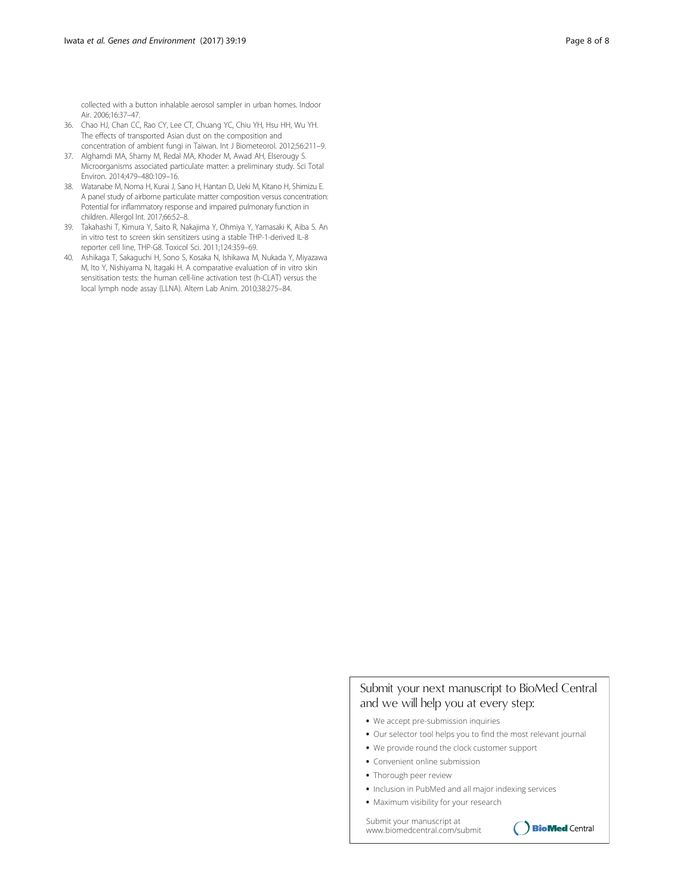collected with a button inhalable aerosol sampler in urban homes. Indoor Air. 2006;16:37–47.

36. Chao HJ, Chan CC, Rao CY, Lee CT, Chuang YC, Chiu YH, Hsu HH, Wu YH. The effects of transported Asian dust on the composition and concentration of ambient fungi in Taiwan. Int J Biometeorol. 2012;56:211–9.
37. Alghamdi MA, Shamy M, Redal MA, Khoder M, Awad AH, Elserougy S. Microorganisms associated particulate matter: a preliminary study. Sci Total Environ. 2014;479–480:109–16.
38. Watanabe M, Noma H, Kurai J, Sano H, Hantan D, Ueki M, Kitano H, Shimizu E. A panel study of airborne particulate matter composition versus concentration: Potential for inflammatory response and impaired pulmonary function in children. Allergol Int. 2017;66:52–8.
39. Takahashi T, Kimura Y, Saito R, Nakajima Y, Ohmiya Y, Yamasaki K, Aiba S. An in vitro test to screen skin sensitizers using a stable THP-1-derived IL-8 reporter cell line, THP-G8. Toxicol Sci. 2011;124:359–69.
40. Ashikaga T, Sakaguchi H, Sono S, Kosaka N, Ishikawa M, Nukada Y, Miyazawa M, Ito Y, Nishiyama N, Itagaki H. A comparative evaluation of in vitro skin sensitisation tests: the human cell-line activation test (h-CLAT) versus the local lymph node assay (LLNA). Altern Lab Anim. 2010;38:275–84.

Submit your next manuscript to BioMed Central and we will help you at every step:

- We accept pre-submission inquiries
- Our selector tool helps you to find the most relevant journal
- We provide round the clock customer support
- Convenient online submission
- Thorough peer review
- Inclusion in PubMed and all major indexing services
- Maximum visibility for your research

Submit your manuscript at www.biomedcentral.com/submit

BioMed Central